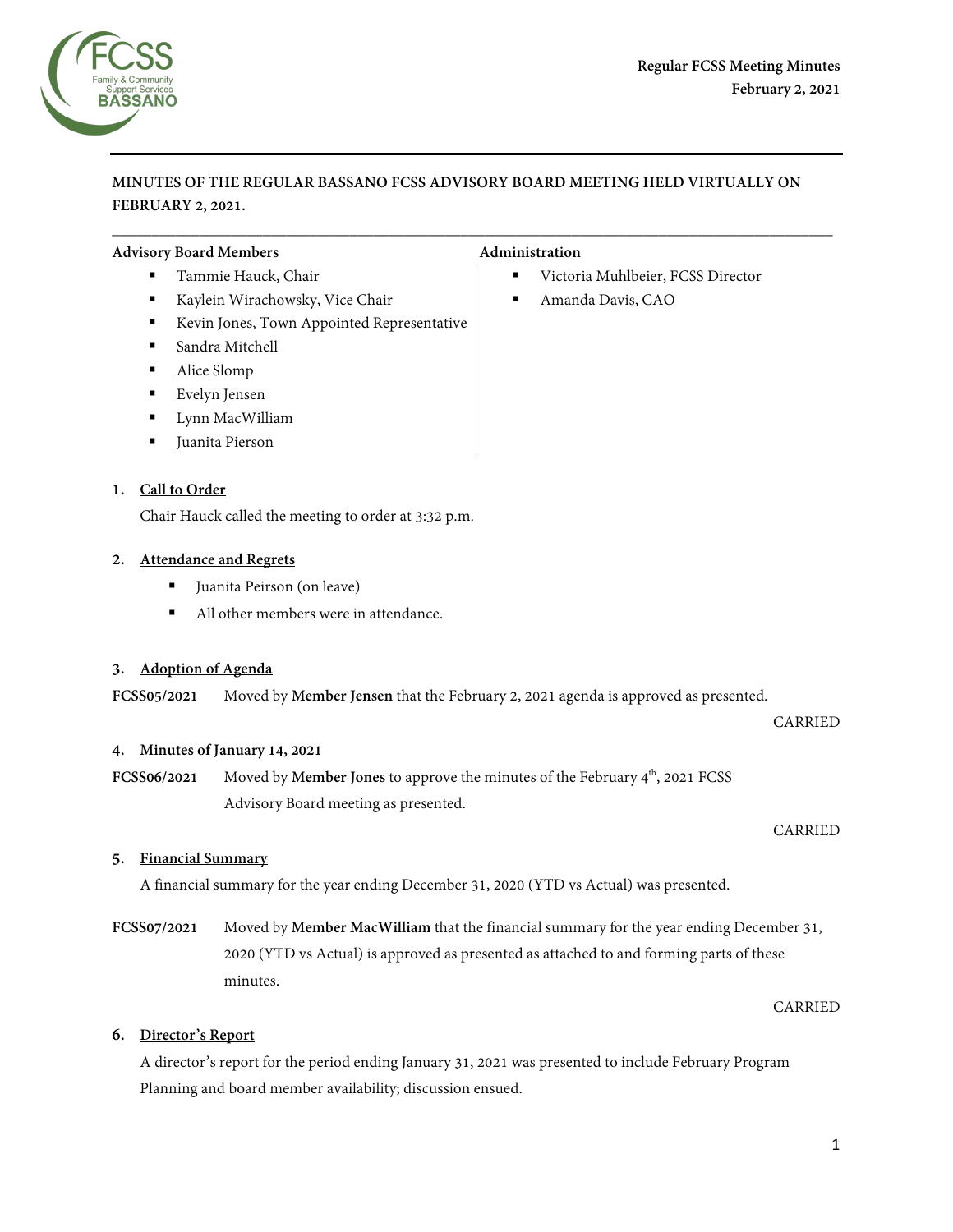MINUTES OF THE REGULAR BASSANO FCSS ADVISORY BOARD MEETING HELD VIRTUALLY ON FEBRUARY 2, 2021.

**Advisory Board Members**

- Tammie Hauck, Chair
- Kaylein Wirachowsky, Vice Chair
- Kevin Jones, Town Appointed Representative
- Sandra Mitchell
- Alice Slomp
- Evelyn Jensen
- Lynn MacWilliam
- Juanita Pierson

**Administration**

- Victoria Muhlbeier, FCSS Director
- Amanda Davis, CAO

## 1. Call to Order

Chair Hauck called the meeting to order at 3:32 p.m.

## 2. Attendance and Regrets

- Juanita Peirson (on leave)
- All other members were in attendance.

## 3. Adoption of Agenda

**FCSS05/2021** Moved by **Member Jensen** that the February 2, 2021 agenda is approved as presented.

CARRIED

## 4. Minutes of January 14, 2021

**FCSS06/2021** Moved by **Member Jones** to approve the minutes of the February 4th, 2021 FCSS Advisory Board meeting as presented.

CARRIED

## 5. Financial Summary

A financial summary for the year ending December 31, 2020 (YTD vs Actual) was presented.

**FCSS07/2021** Moved by **Member MacWilliam** that the financial summary for the year ending December 31, 2020 (YTD vs Actual) is approved as presented as attached to and forming parts of these minutes.

CARRIED

## 6. Director's Report

A director's report for the period ending January 31, 2021 was presented to include February Program Planning and board member availability; discussion ensued.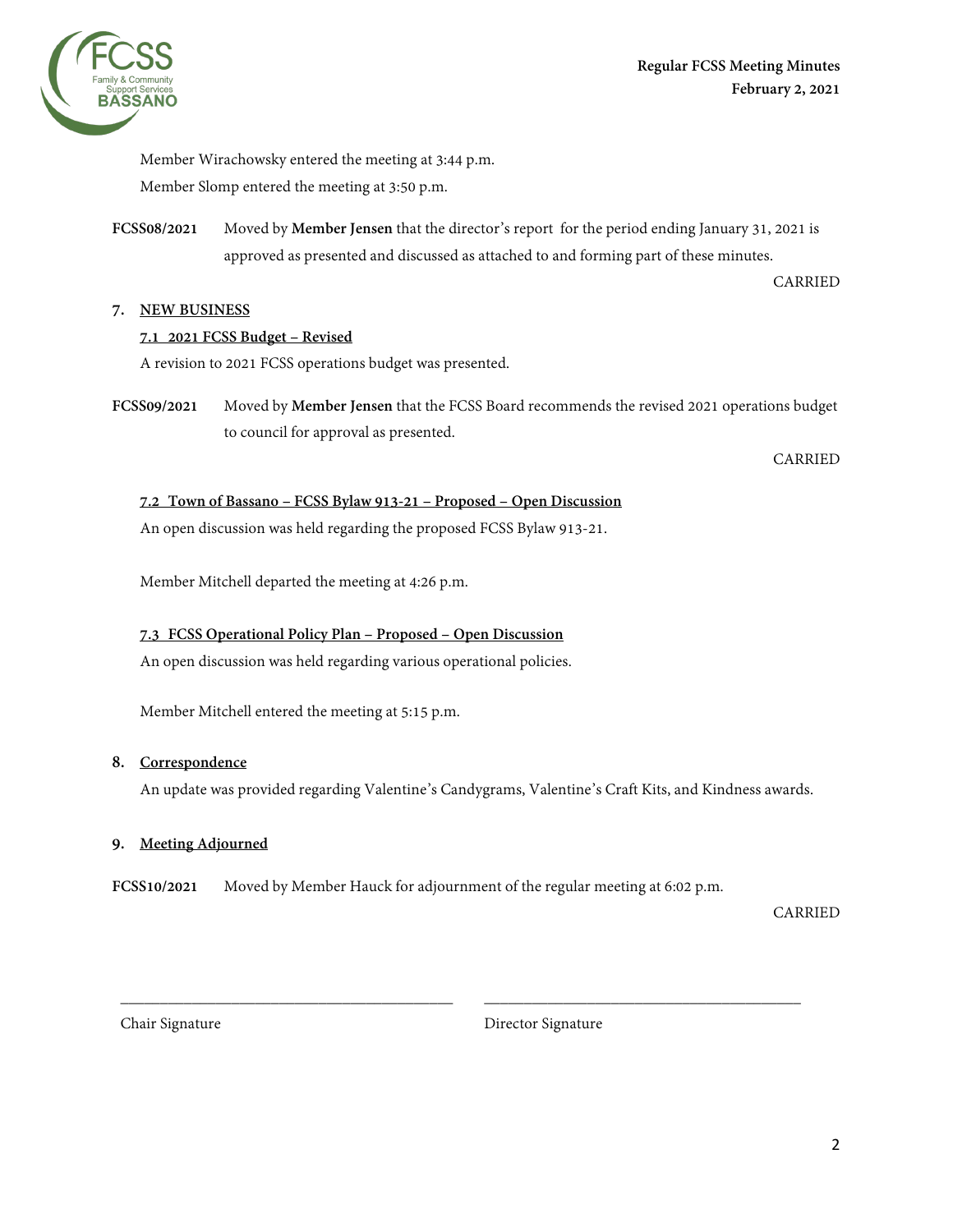Member Wirachowsky entered the meeting at 3:44 p.m.

Member Slomp entered the meeting at 3:50 p.m.

**FCSS08/2021** Moved by **Member Jensen** that the director's report for the period ending January 31, 2021 is approved as presented and discussed as attached to and forming part of these minutes.

CARRIED

## 7. NEW BUSINESS

### 7.1 2021 FCSS Budget – Revised

A revision to 2021 FCSS operations budget was presented.

**FCSS09/2021** Moved by **Member Jensen** that the FCSS Board recommends the revised 2021 operations budget to council for approval as presented.

CARRIED

### 7.2 Town of Bassano – FCSS Bylaw 913-21 – Proposed – Open Discussion

An open discussion was held regarding the proposed FCSS Bylaw 913-21.

Member Mitchell departed the meeting at 4:26 p.m.

### 7.3 FCSS Operational Policy Plan – Proposed – Open Discussion

An open discussion was held regarding various operational policies.

Member Mitchell entered the meeting at 5:15 p.m.

## 8. Correspondence

An update was provided regarding Valentine's Candygrams, Valentine's Craft Kits, and Kindness awards.

## 9. Meeting Adjourned

**FCSS10/2021** Moved by Member Hauck for adjournment of the regular meeting at 6:02 p.m.

CARRIED

\_\_\_\_\_\_\_\_\_\_\_\_\_\_\_\_\_\_\_\_\_\_\_\_\_\_\_\_\_\_\_\_\_\_\_\_\_\_\_\_ \_\_\_\_\_\_\_\_\_\_\_\_\_\_\_\_\_\_\_\_\_\_\_\_\_\_\_\_\_\_\_\_\_\_\_\_\_\_\_\_

Chair Signature Director Signature